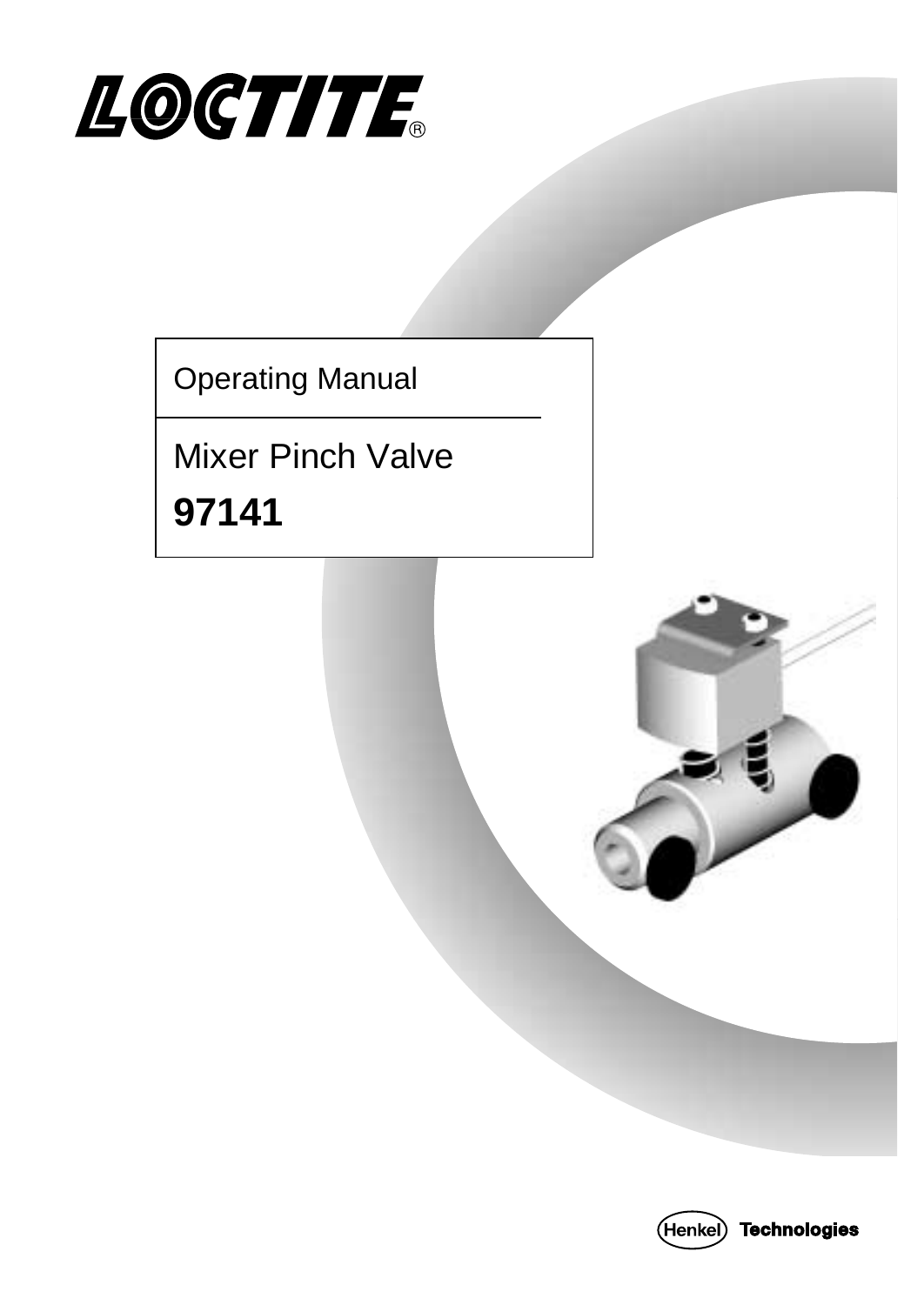LOCTITE®

Operating Manual

# Mixer Pinch Valve

**97141**

Henkel Technologies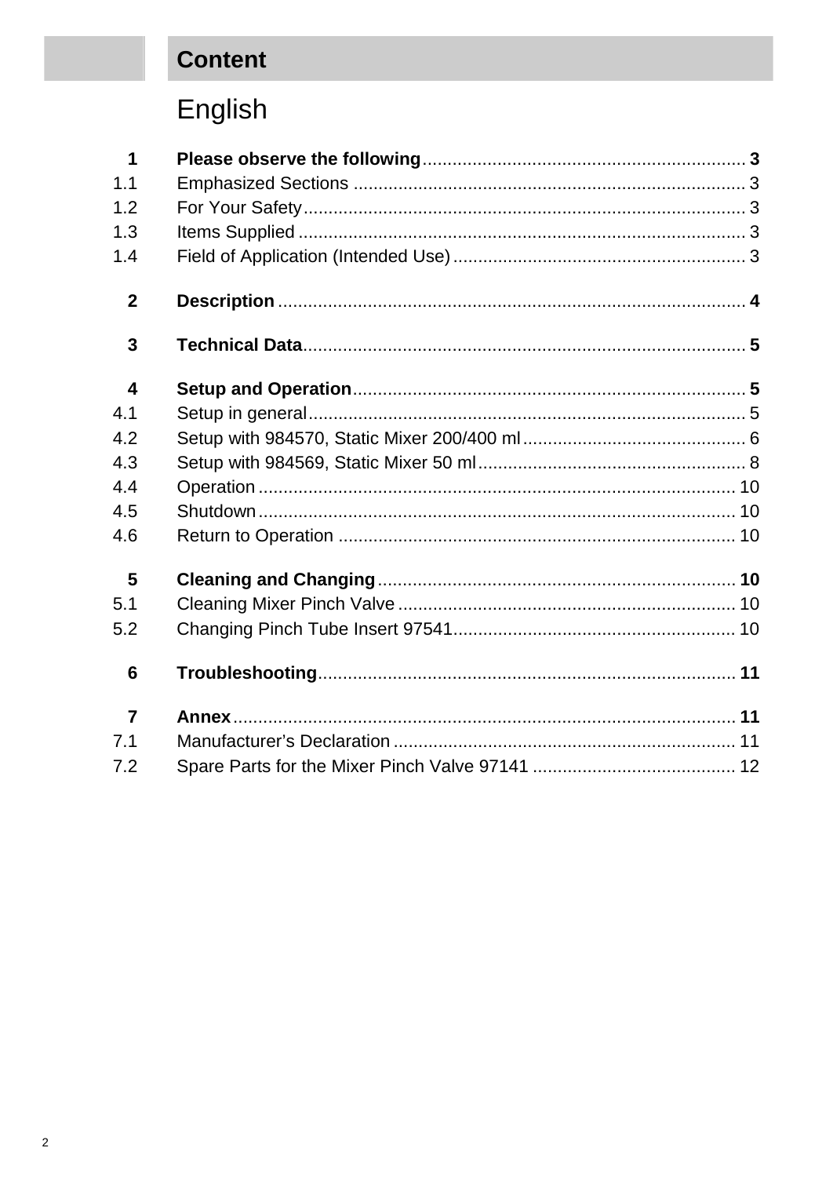# Content

## English

| | | |
|---|---|---|
| **1** | **Please observe the following** | **3** |
| 1.1 | Emphasized Sections | 3 |
| 1.2 | For Your Safety | 3 |
| 1.3 | Items Supplied | 3 |
| 1.4 | Field of Application (Intended Use) | 3 |
| **2** | **Description** | **4** |
| **3** | **Technical Data** | **5** |
| **4** | **Setup and Operation** | **5** |
| 4.1 | Setup in general | 5 |
| 4.2 | Setup with 984570, Static Mixer 200/400 ml | 6 |
| 4.3 | Setup with 984569, Static Mixer 50 ml | 8 |
| 4.4 | Operation | 10 |
| 4.5 | Shutdown | 10 |
| 4.6 | Return to Operation | 10 |
| **5** | **Cleaning and Changing** | **10** |
| 5.1 | Cleaning Mixer Pinch Valve | 10 |
| 5.2 | Changing Pinch Tube Insert 97541 | 10 |
| **6** | **Troubleshooting** | **11** |
| **7** | **Annex** | **11** |
| 7.1 | Manufacturer’s Declaration | 11 |
| 7.2 | Spare Parts for the Mixer Pinch Valve 97141 | 12 |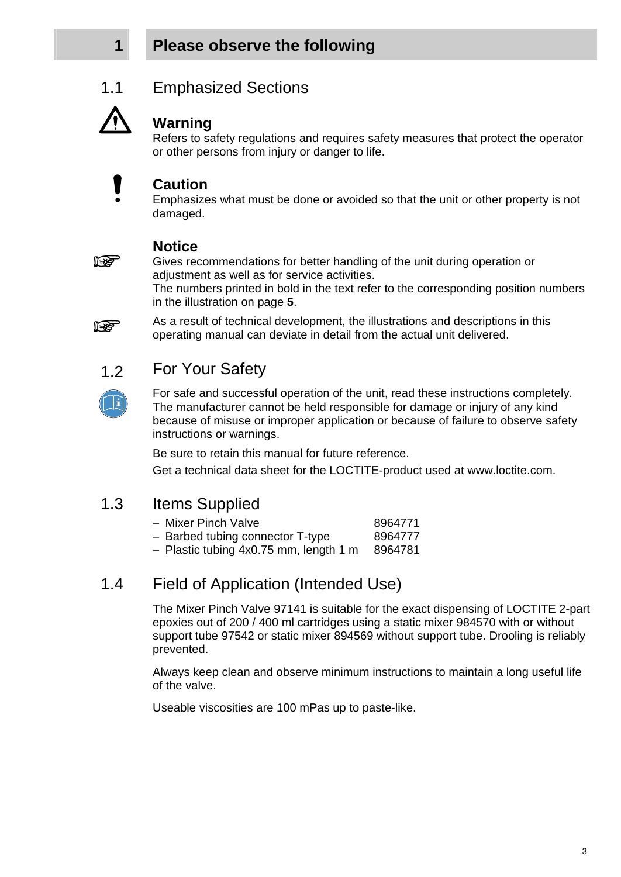# 1 Please observe the following

## 1.1 Emphasized Sections

### Warning

Refers to safety regulations and requires safety measures that protect the operator or other persons from injury or danger to life.

### Caution

Emphasizes what must be done or avoided so that the unit or other property is not damaged.

### Notice

Gives recommendations for better handling of the unit during operation or adjustment as well as for service activities.
The numbers printed in bold in the text refer to the corresponding position numbers in the illustration on page **5**.

As a result of technical development, the illustrations and descriptions in this operating manual can deviate in detail from the actual unit delivered.

## 1.2 For Your Safety

For safe and successful operation of the unit, read these instructions completely. The manufacturer cannot be held responsible for damage or injury of any kind because of misuse or improper application or because of failure to observe safety instructions or warnings.

Be sure to retain this manual for future reference.

Get a technical data sheet for the LOCTITE-product used at www.loctite.com.

## 1.3 Items Supplied

| Item | Part No. |
|---|---|
| – Mixer Pinch Valve | 8964771 |
| – Barbed tubing connector T-type | 8964777 |
| – Plastic tubing 4x0.75 mm, length 1 m | 8964781 |

## 1.4 Field of Application (Intended Use)

The Mixer Pinch Valve 97141 is suitable for the exact dispensing of LOCTITE 2-part epoxies out of 200 / 400 ml cartridges using a static mixer 984570 with or without support tube 97542 or static mixer 894569 without support tube. Drooling is reliably prevented.

Always keep clean and observe minimum instructions to maintain a long useful life of the valve.

Useable viscosities are 100 mPas up to paste-like.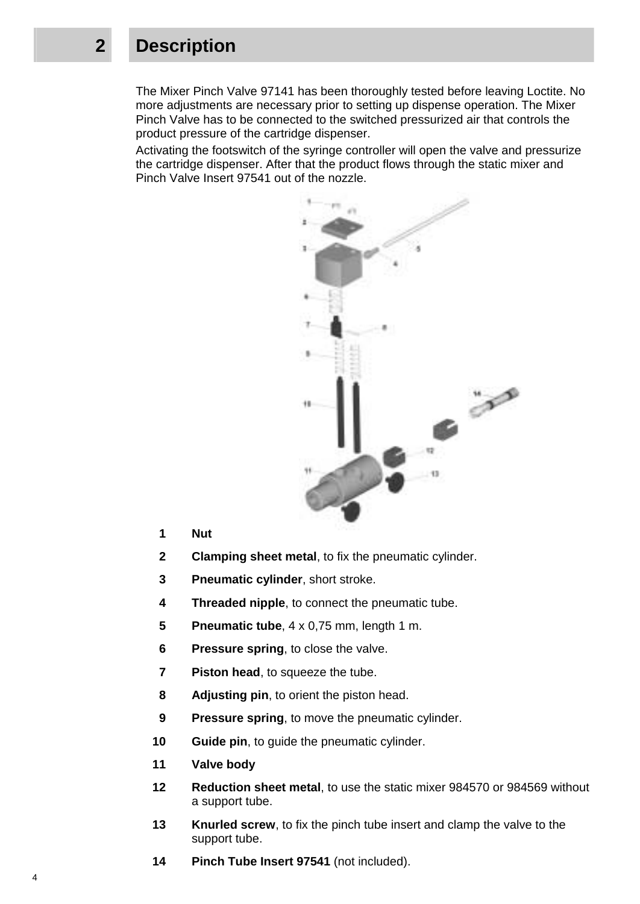# 2 Description

The Mixer Pinch Valve 97141 has been thoroughly tested before leaving Loctite. No more adjustments are necessary prior to setting up dispense operation. The Mixer Pinch Valve has to be connected to the switched pressurized air that controls the product pressure of the cartridge dispenser.

Activating the footswitch of the syringe controller will open the valve and pressurize the cartridge dispenser. After that the product flows through the static mixer and Pinch Valve Insert 97541 out of the nozzle.

1. **Nut**
2. **Clamping sheet metal**, to fix the pneumatic cylinder.
3. **Pneumatic cylinder**, short stroke.
4. **Threaded nipple**, to connect the pneumatic tube.
5. **Pneumatic tube**, 4 x 0,75 mm, length 1 m.
6. **Pressure spring**, to close the valve.
7. **Piston head**, to squeeze the tube.
8. **Adjusting pin**, to orient the piston head.
9. **Pressure spring**, to move the pneumatic cylinder.
10. **Guide pin**, to guide the pneumatic cylinder.
11. **Valve body**
12. **Reduction sheet metal**, to use the static mixer 984570 or 984569 without a support tube.
13. **Knurled screw**, to fix the pinch tube insert and clamp the valve to the support tube.
14. **Pinch Tube Insert 97541** (not included).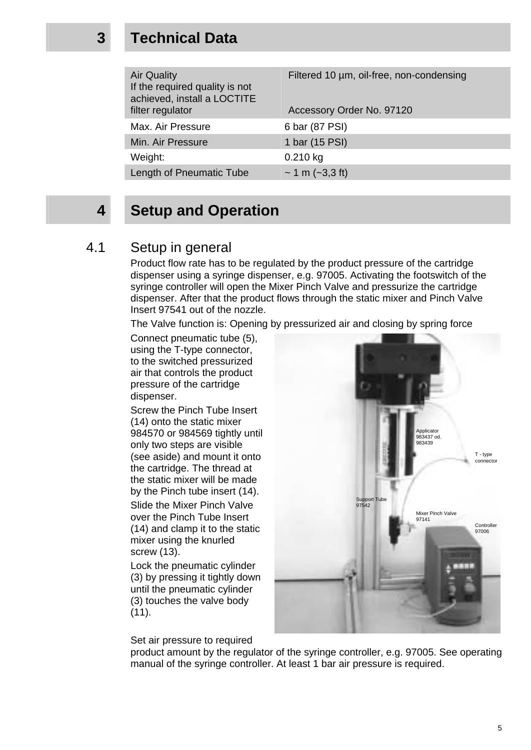# 3 Technical Data

| | |
|---|---|
| Air Quality<br>If the required quality is not achieved, install a LOCTITE filter regulator | Filtered 10 µm, oil-free, non-condensing<br><br>Accessory Order No. 97120 |
| Max. Air Pressure | 6 bar (87 PSI) |
| Min. Air Pressure | 1 bar (15 PSI) |
| Weight: | 0.210 kg |
| Length of Pneumatic Tube | ~ 1 m (~3,3 ft) |

# 4 Setup and Operation

## 4.1 Setup in general

Product flow rate has to be regulated by the product pressure of the cartridge dispenser using a syringe dispenser, e.g. 97005. Activating the footswitch of the syringe controller will open the Mixer Pinch Valve and pressurize the cartridge dispenser. After that the product flows through the static mixer and Pinch Valve Insert 97541 out of the nozzle.

The Valve function is: Opening by pressurized air and closing by spring force

Connect pneumatic tube (5), using the T-type connector, to the switched pressurized air that controls the product pressure of the cartridge dispenser.

Screw the Pinch Tube Insert (14) onto the static mixer 984570 or 984569 tightly until only two steps are visible (see aside) and mount it onto the cartridge. The thread at the static mixer will be made by the Pinch tube insert (14).

Slide the Mixer Pinch Valve over the Pinch Tube Insert (14) and clamp it to the static mixer using the knurled screw (13).

Lock the pneumatic cylinder (3) by pressing it tightly down until the pneumatic cylinder (3) touches the valve body (11).

Applicator 983437 od. 983439

T - type connector

Support Tube 97542

Mixer Pinch Valve 97141

Controller 97006

Set air pressure to required product amount by the regulator of the syringe controller, e.g. 97005. See operating manual of the syringe controller. At least 1 bar air pressure is required.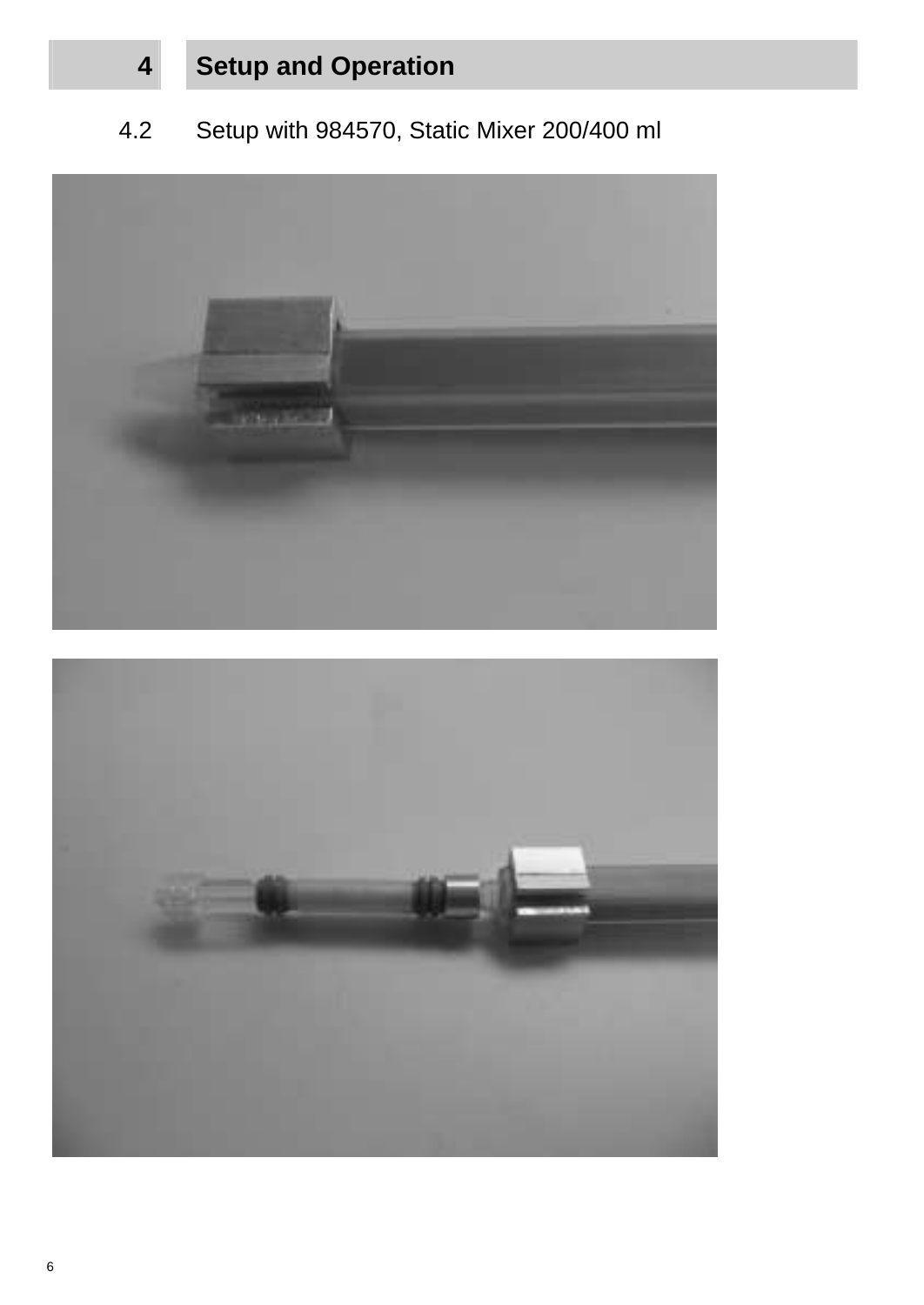# 4 Setup and Operation

## 4.2 Setup with 984570, Static Mixer 200/400 ml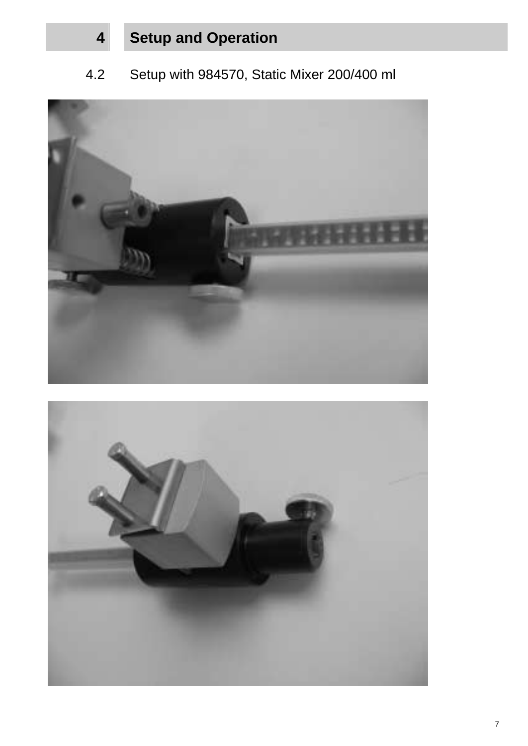# 4 Setup and Operation

## 4.2 Setup with 984570, Static Mixer 200/400 ml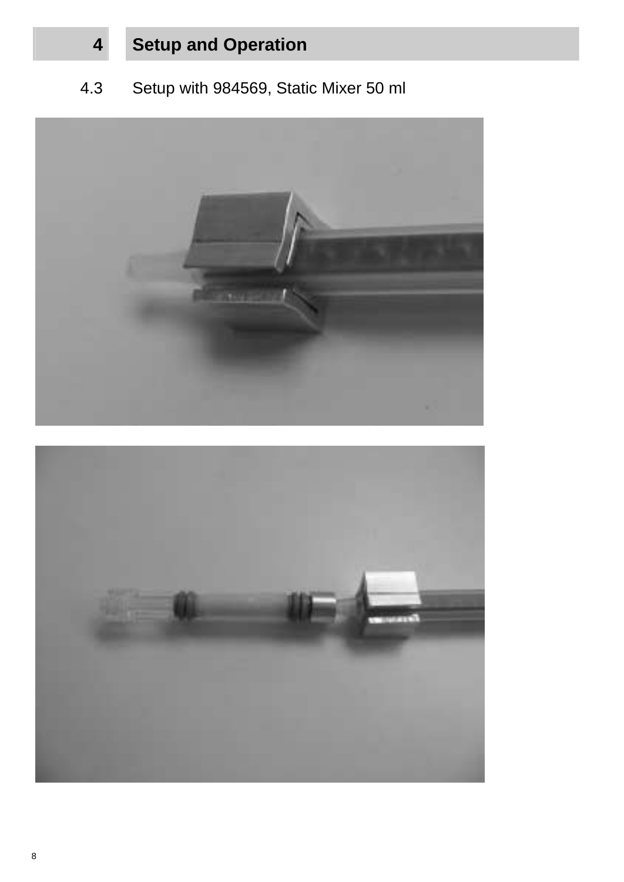# 4 Setup and Operation

## 4.3 Setup with 984569, Static Mixer 50 ml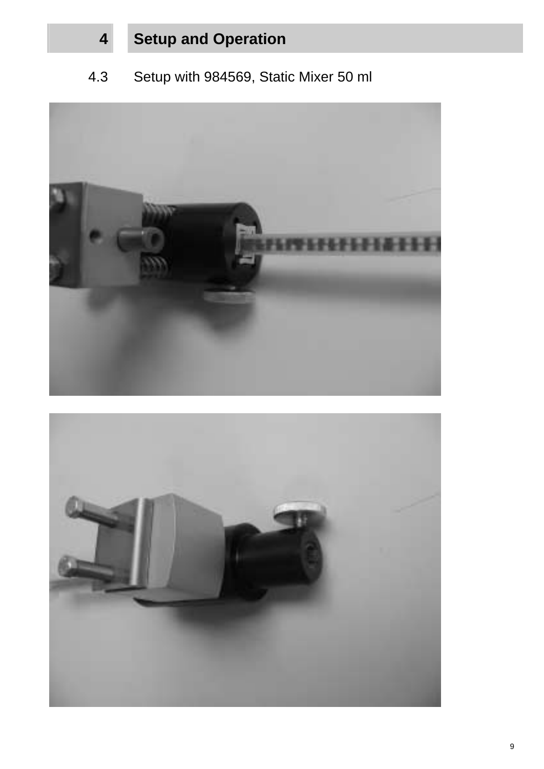# 4 Setup and Operation

## 4.3 Setup with 984569, Static Mixer 50 ml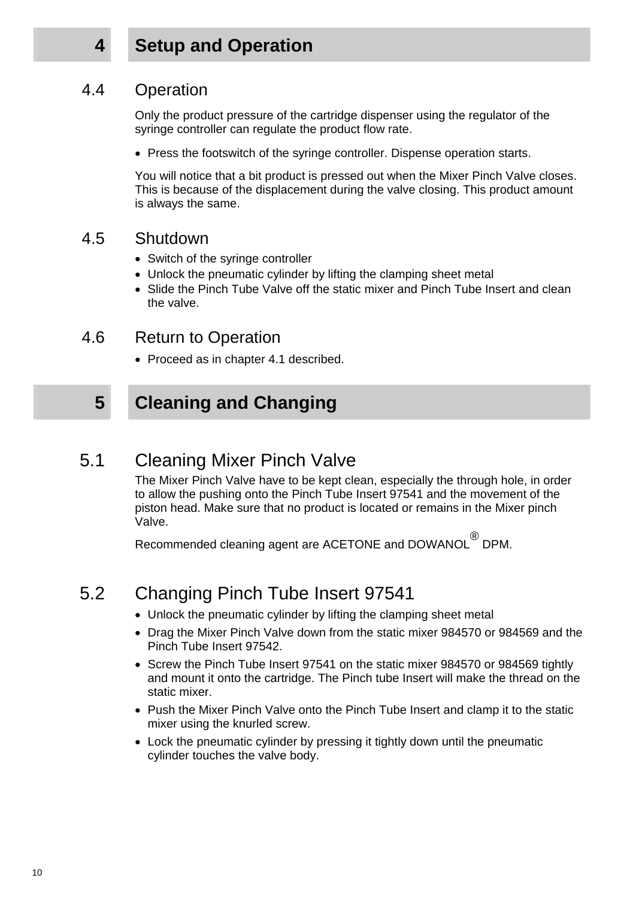# 4 Setup and Operation

## 4.4 Operation

Only the product pressure of the cartridge dispenser using the regulator of the syringe controller can regulate the product flow rate.

- Press the footswitch of the syringe controller. Dispense operation starts.

You will notice that a bit product is pressed out when the Mixer Pinch Valve closes. This is because of the displacement during the valve closing. This product amount is always the same.

## 4.5 Shutdown

- Switch of the syringe controller
- Unlock the pneumatic cylinder by lifting the clamping sheet metal
- Slide the Pinch Tube Valve off the static mixer and Pinch Tube Insert and clean the valve.

## 4.6 Return to Operation

- Proceed as in chapter 4.1 described.

# 5 Cleaning and Changing

## 5.1 Cleaning Mixer Pinch Valve

The Mixer Pinch Valve have to be kept clean, especially the through hole, in order to allow the pushing onto the Pinch Tube Insert 97541 and the movement of the piston head. Make sure that no product is located or remains in the Mixer pinch Valve.

Recommended cleaning agent are ACETONE and DOWANOL® DPM.

## 5.2 Changing Pinch Tube Insert 97541

- Unlock the pneumatic cylinder by lifting the clamping sheet metal
- Drag the Mixer Pinch Valve down from the static mixer 984570 or 984569 and the Pinch Tube Insert 97542.
- Screw the Pinch Tube Insert 97541 on the static mixer 984570 or 984569 tightly and mount it onto the cartridge. The Pinch tube Insert will make the thread on the static mixer.
- Push the Mixer Pinch Valve onto the Pinch Tube Insert and clamp it to the static mixer using the knurled screw.
- Lock the pneumatic cylinder by pressing it tightly down until the pneumatic cylinder touches the valve body.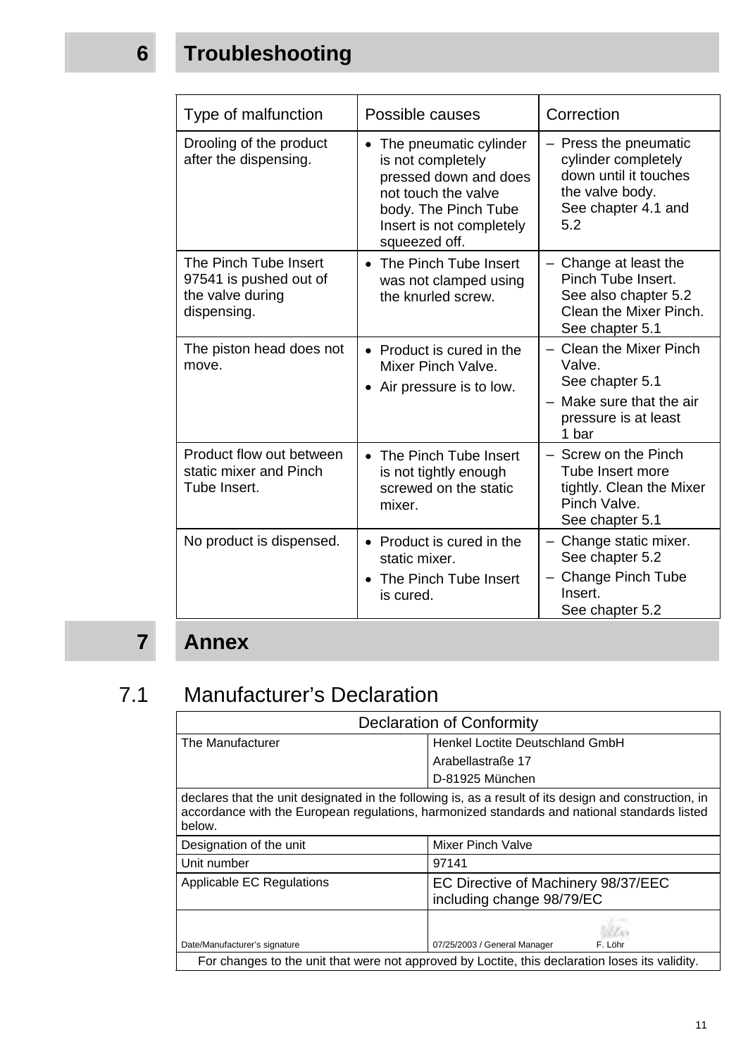# 6 Troubleshooting

| Type of malfunction | Possible causes | Correction |
|---|---|---|
| Drooling of the product after the dispensing. | • The pneumatic cylinder is not completely pressed down and does not touch the valve body. The Pinch Tube Insert is not completely squeezed off. | – Press the pneumatic cylinder completely down until it touches the valve body. See chapter 4.1 and 5.2 |
| The Pinch Tube Insert 97541 is pushed out of the valve during dispensing. | • The Pinch Tube Insert was not clamped using the knurled screw. | – Change at least the Pinch Tube Insert. See also chapter 5.2 Clean the Mixer Pinch. See chapter 5.1 |
| The piston head does not move. | • Product is cured in the Mixer Pinch Valve. <br> • Air pressure is to low. | – Clean the Mixer Pinch Valve. See chapter 5.1 <br> – Make sure that the air pressure is at least 1 bar |
| Product flow out between static mixer and Pinch Tube Insert. | • The Pinch Tube Insert is not tightly enough screwed on the static mixer. | – Screw on the Pinch Tube Insert more tightly. Clean the Mixer Pinch Valve. See chapter 5.1 |
| No product is dispensed. | • Product is cured in the static mixer. <br> • The Pinch Tube Insert is cured. | – Change static mixer. See chapter 5.2 <br> – Change Pinch Tube Insert. See chapter 5.2 |

# 7 Annex

## 7.1 Manufacturer's Declaration

| Declaration of Conformity | |
|---|---|
| The Manufacturer | Henkel Loctite Deutschland GmbH<br>Arabellastraße 17<br>D-81925 München |
| declares that the unit designated in the following is, as a result of its design and construction, in accordance with the European regulations, harmonized standards and national standards listed below. | |
| Designation of the unit | Mixer Pinch Valve |
| Unit number | 97141 |
| Applicable EC Regulations | EC Directive of Machinery 98/37/EEC including change 98/79/EC |
| Date/Manufacturer's signature | 07/25/2003 / General Manager F. Löhr |
| For changes to the unit that were not approved by Loctite, this declaration loses its validity. | |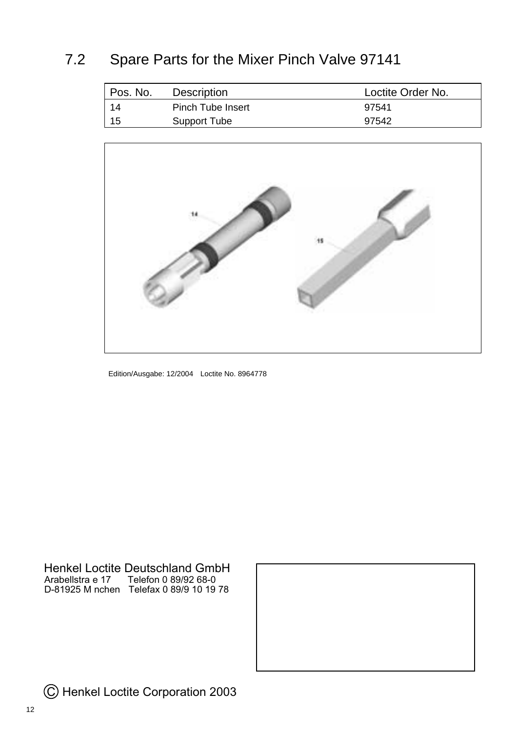## 7.2 Spare Parts for the Mixer Pinch Valve 97141

| Pos. No. | Description | Loctite Order No. |
|---|---|---|
| 14 | Pinch Tube Insert | 97541 |
| 15 | Support Tube | 97542 |

Edition/Ausgabe: 12/2004 Loctite No. 8964778

Henkel Loctite Deutschland GmbH
Arabellstra e 17 Telefon 0 89/92 68-0
D-81925 M nchen Telefax 0 89/9 10 19 78

© Henkel Loctite Corporation 2003